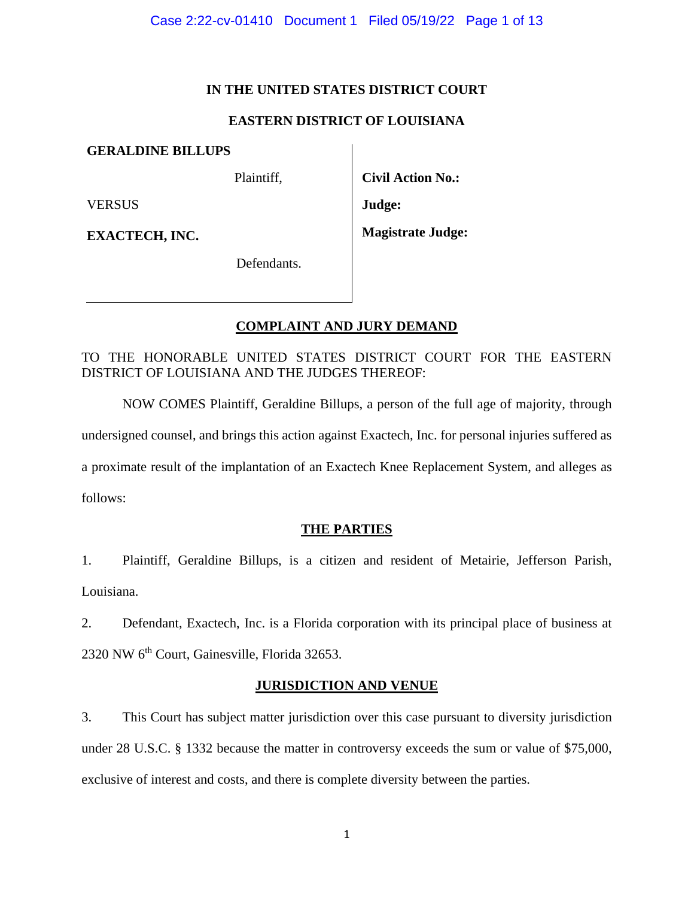**IN THE UNITED STATES DISTRICT COURT**

**EASTERN DISTRICT OF LOUISIANA**

| | |
|---|---|
| **GERALDINE BILLUPS** | |
| Plaintiff, | **Civil Action No.:** |
| VERSUS | **Judge:** |
| **EXACTECH, INC.** | **Magistrate Judge:** |
| Defendants. | |

**COMPLAINT AND JURY DEMAND**

TO THE HONORABLE UNITED STATES DISTRICT COURT FOR THE EASTERN DISTRICT OF LOUISIANA AND THE JUDGES THEREOF:

NOW COMES Plaintiff, Geraldine Billups, a person of the full age of majority, through undersigned counsel, and brings this action against Exactech, Inc. for personal injuries suffered as a proximate result of the implantation of an Exactech Knee Replacement System, and alleges as follows:

**THE PARTIES**

1. Plaintiff, Geraldine Billups, is a citizen and resident of Metairie, Jefferson Parish, Louisiana.

2. Defendant, Exactech, Inc. is a Florida corporation with its principal place of business at 2320 NW 6th Court, Gainesville, Florida 32653.

**JURISDICTION AND VENUE**

3. This Court has subject matter jurisdiction over this case pursuant to diversity jurisdiction under 28 U.S.C. § 1332 because the matter in controversy exceeds the sum or value of $75,000, exclusive of interest and costs, and there is complete diversity between the parties.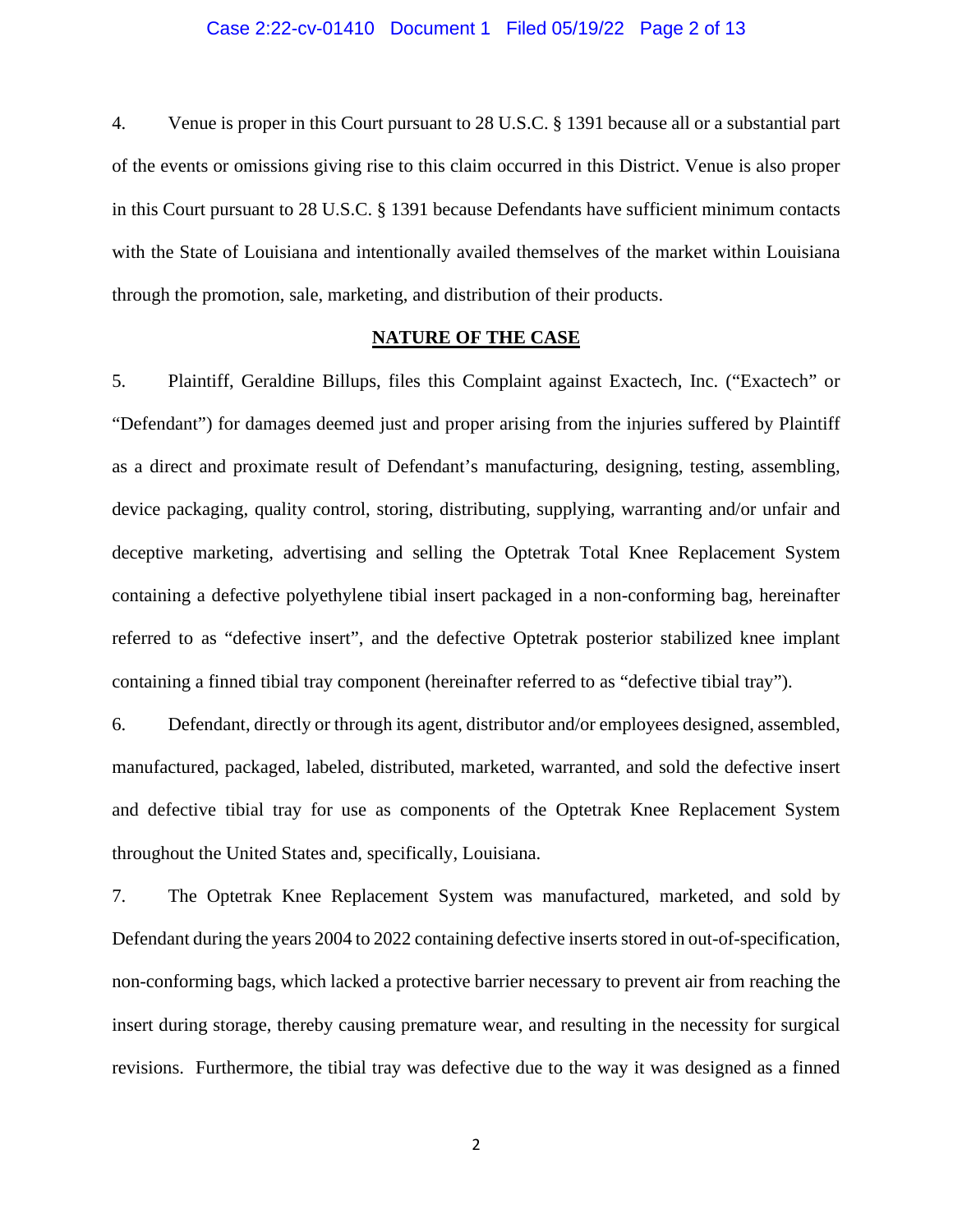4. Venue is proper in this Court pursuant to 28 U.S.C. § 1391 because all or a substantial part of the events or omissions giving rise to this claim occurred in this District. Venue is also proper in this Court pursuant to 28 U.S.C. § 1391 because Defendants have sufficient minimum contacts with the State of Louisiana and intentionally availed themselves of the market within Louisiana through the promotion, sale, marketing, and distribution of their products.

## NATURE OF THE CASE

5. Plaintiff, Geraldine Billups, files this Complaint against Exactech, Inc. ("Exactech" or "Defendant") for damages deemed just and proper arising from the injuries suffered by Plaintiff as a direct and proximate result of Defendant's manufacturing, designing, testing, assembling, device packaging, quality control, storing, distributing, supplying, warranting and/or unfair and deceptive marketing, advertising and selling the Optetrak Total Knee Replacement System containing a defective polyethylene tibial insert packaged in a non-conforming bag, hereinafter referred to as "defective insert", and the defective Optetrak posterior stabilized knee implant containing a finned tibial tray component (hereinafter referred to as "defective tibial tray").

6. Defendant, directly or through its agent, distributor and/or employees designed, assembled, manufactured, packaged, labeled, distributed, marketed, warranted, and sold the defective insert and defective tibial tray for use as components of the Optetrak Knee Replacement System throughout the United States and, specifically, Louisiana.

7. The Optetrak Knee Replacement System was manufactured, marketed, and sold by Defendant during the years 2004 to 2022 containing defective inserts stored in out-of-specification, non-conforming bags, which lacked a protective barrier necessary to prevent air from reaching the insert during storage, thereby causing premature wear, and resulting in the necessity for surgical revisions. Furthermore, the tibial tray was defective due to the way it was designed as a finned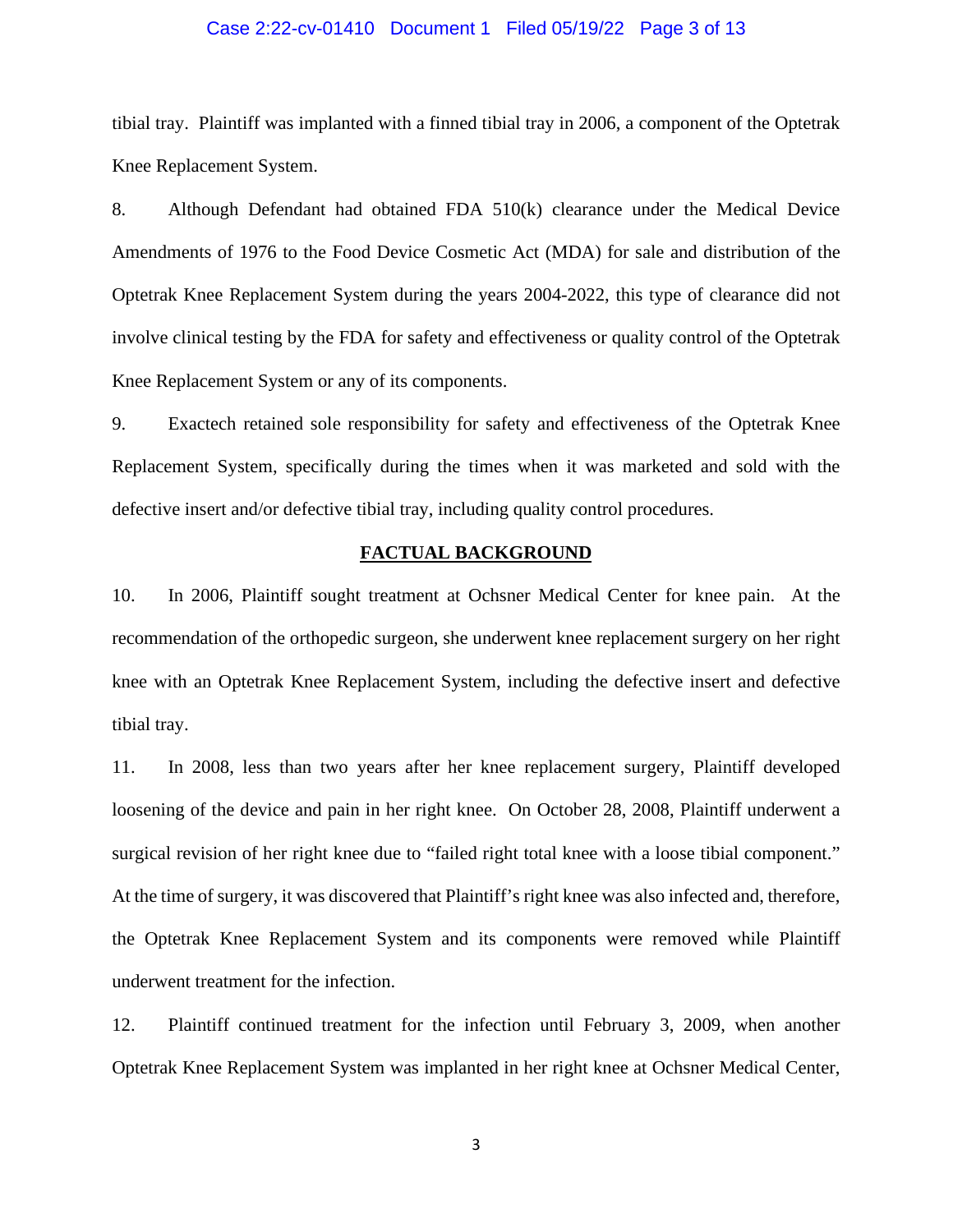tibial tray. Plaintiff was implanted with a finned tibial tray in 2006, a component of the Optetrak Knee Replacement System.

8. Although Defendant had obtained FDA 510(k) clearance under the Medical Device Amendments of 1976 to the Food Device Cosmetic Act (MDA) for sale and distribution of the Optetrak Knee Replacement System during the years 2004-2022, this type of clearance did not involve clinical testing by the FDA for safety and effectiveness or quality control of the Optetrak Knee Replacement System or any of its components.

9. Exactech retained sole responsibility for safety and effectiveness of the Optetrak Knee Replacement System, specifically during the times when it was marketed and sold with the defective insert and/or defective tibial tray, including quality control procedures.

## FACTUAL BACKGROUND

10. In 2006, Plaintiff sought treatment at Ochsner Medical Center for knee pain. At the recommendation of the orthopedic surgeon, she underwent knee replacement surgery on her right knee with an Optetrak Knee Replacement System, including the defective insert and defective tibial tray.

11. In 2008, less than two years after her knee replacement surgery, Plaintiff developed loosening of the device and pain in her right knee. On October 28, 2008, Plaintiff underwent a surgical revision of her right knee due to "failed right total knee with a loose tibial component." At the time of surgery, it was discovered that Plaintiff's right knee was also infected and, therefore, the Optetrak Knee Replacement System and its components were removed while Plaintiff underwent treatment for the infection.

12. Plaintiff continued treatment for the infection until February 3, 2009, when another Optetrak Knee Replacement System was implanted in her right knee at Ochsner Medical Center,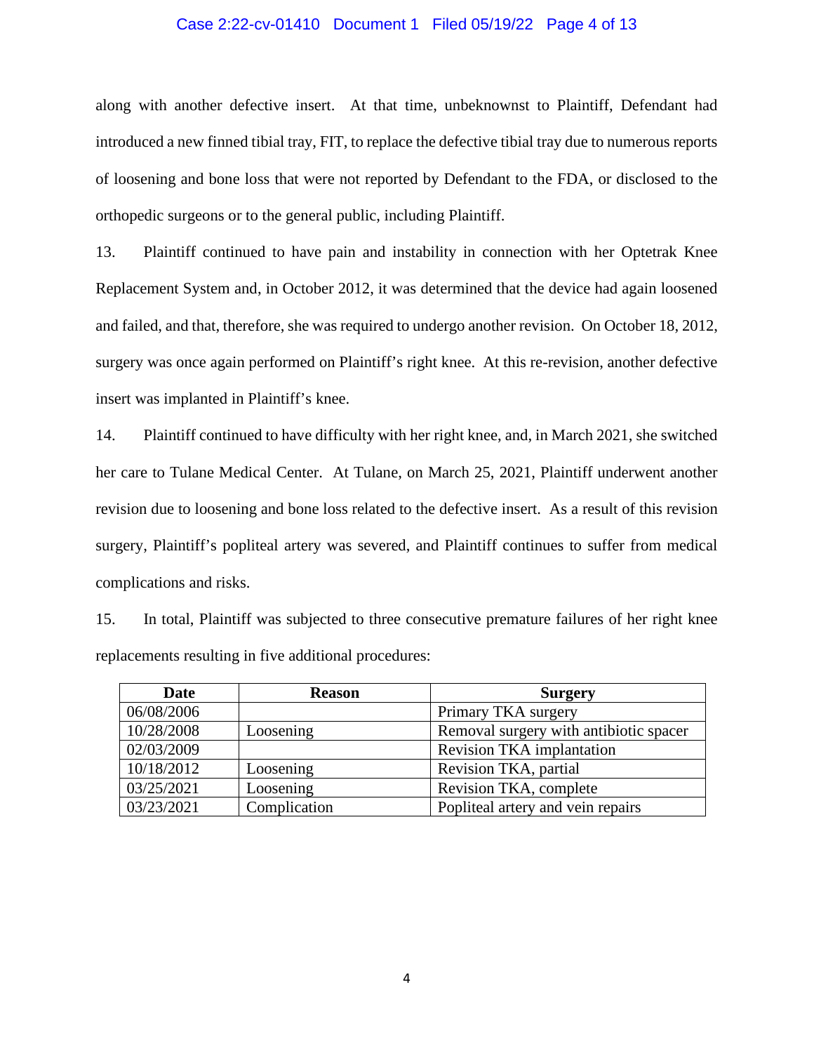along with another defective insert. At that time, unbeknownst to Plaintiff, Defendant had introduced a new finned tibial tray, FIT, to replace the defective tibial tray due to numerous reports of loosening and bone loss that were not reported by Defendant to the FDA, or disclosed to the orthopedic surgeons or to the general public, including Plaintiff.

13. Plaintiff continued to have pain and instability in connection with her Optetrak Knee Replacement System and, in October 2012, it was determined that the device had again loosened and failed, and that, therefore, she was required to undergo another revision. On October 18, 2012, surgery was once again performed on Plaintiff's right knee. At this re-revision, another defective insert was implanted in Plaintiff's knee.

14. Plaintiff continued to have difficulty with her right knee, and, in March 2021, she switched her care to Tulane Medical Center. At Tulane, on March 25, 2021, Plaintiff underwent another revision due to loosening and bone loss related to the defective insert. As a result of this revision surgery, Plaintiff's popliteal artery was severed, and Plaintiff continues to suffer from medical complications and risks.

15. In total, Plaintiff was subjected to three consecutive premature failures of her right knee replacements resulting in five additional procedures:

| Date | Reason | Surgery |
|---|---|---|
| 06/08/2006 | | Primary TKA surgery |
| 10/28/2008 | Loosening | Removal surgery with antibiotic spacer |
| 02/03/2009 | | Revision TKA implantation |
| 10/18/2012 | Loosening | Revision TKA, partial |
| 03/25/2021 | Loosening | Revision TKA, complete |
| 03/23/2021 | Complication | Popliteal artery and vein repairs |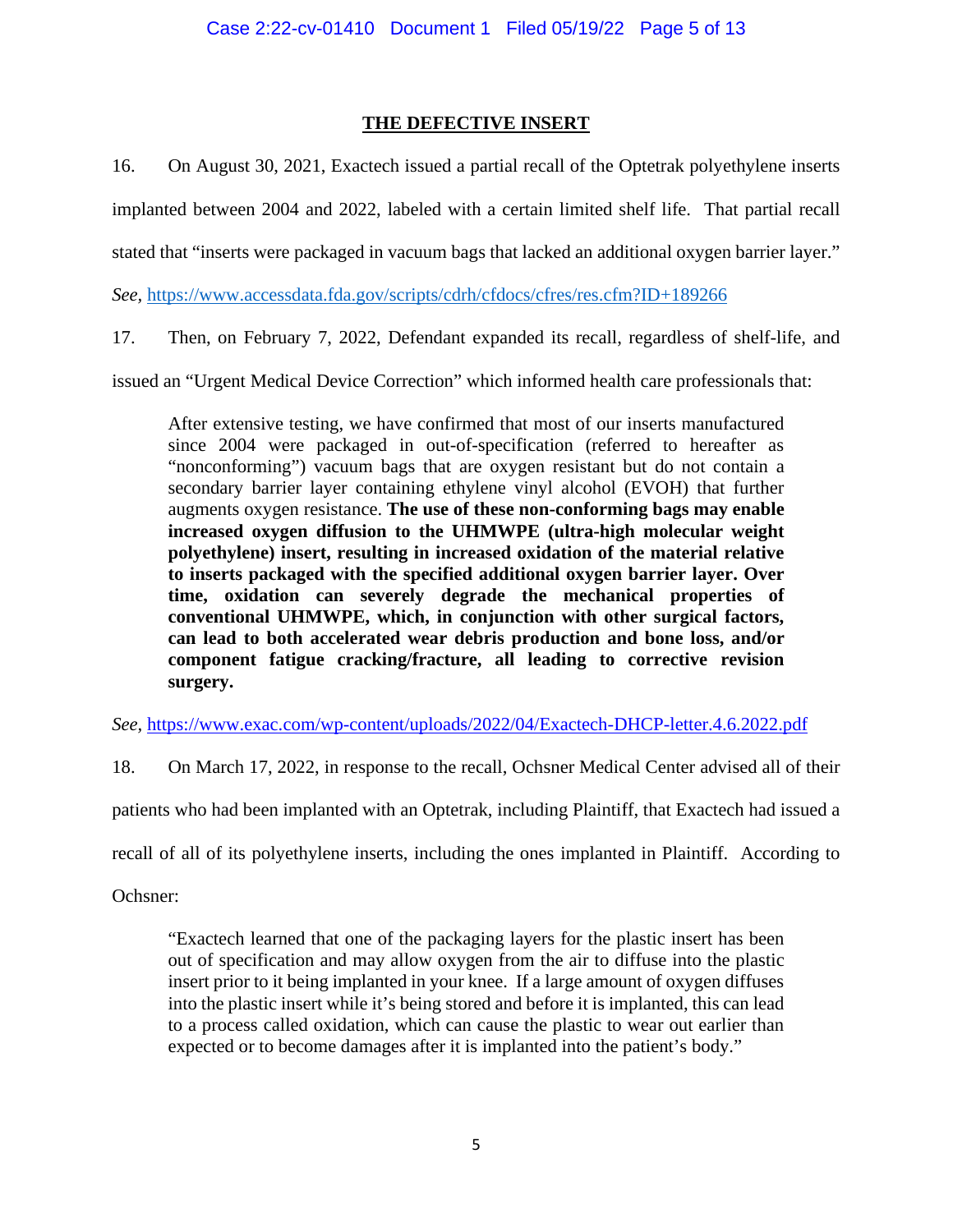## THE DEFECTIVE INSERT

16. On August 30, 2021, Exactech issued a partial recall of the Optetrak polyethylene inserts implanted between 2004 and 2022, labeled with a certain limited shelf life. That partial recall stated that "inserts were packaged in vacuum bags that lacked an additional oxygen barrier layer." *See*, https://www.accessdata.fda.gov/scripts/cdrh/cfdocs/cfres/res.cfm?ID+189266

17. Then, on February 7, 2022, Defendant expanded its recall, regardless of shelf-life, and issued an "Urgent Medical Device Correction" which informed health care professionals that:

> After extensive testing, we have confirmed that most of our inserts manufactured since 2004 were packaged in out-of-specification (referred to hereafter as "nonconforming") vacuum bags that are oxygen resistant but do not contain a secondary barrier layer containing ethylene vinyl alcohol (EVOH) that further augments oxygen resistance. **The use of these non-conforming bags may enable increased oxygen diffusion to the UHMWPE (ultra-high molecular weight polyethylene) insert, resulting in increased oxidation of the material relative to inserts packaged with the specified additional oxygen barrier layer. Over time, oxidation can severely degrade the mechanical properties of conventional UHMWPE, which, in conjunction with other surgical factors, can lead to both accelerated wear debris production and bone loss, and/or component fatigue cracking/fracture, all leading to corrective revision surgery.**

*See*, https://www.exac.com/wp-content/uploads/2022/04/Exactech-DHCP-letter.4.6.2022.pdf

18. On March 17, 2022, in response to the recall, Ochsner Medical Center advised all of their patients who had been implanted with an Optetrak, including Plaintiff, that Exactech had issued a recall of all of its polyethylene inserts, including the ones implanted in Plaintiff. According to Ochsner:

> "Exactech learned that one of the packaging layers for the plastic insert has been out of specification and may allow oxygen from the air to diffuse into the plastic insert prior to it being implanted in your knee. If a large amount of oxygen diffuses into the plastic insert while it's being stored and before it is implanted, this can lead to a process called oxidation, which can cause the plastic to wear out earlier than expected or to become damages after it is implanted into the patient's body."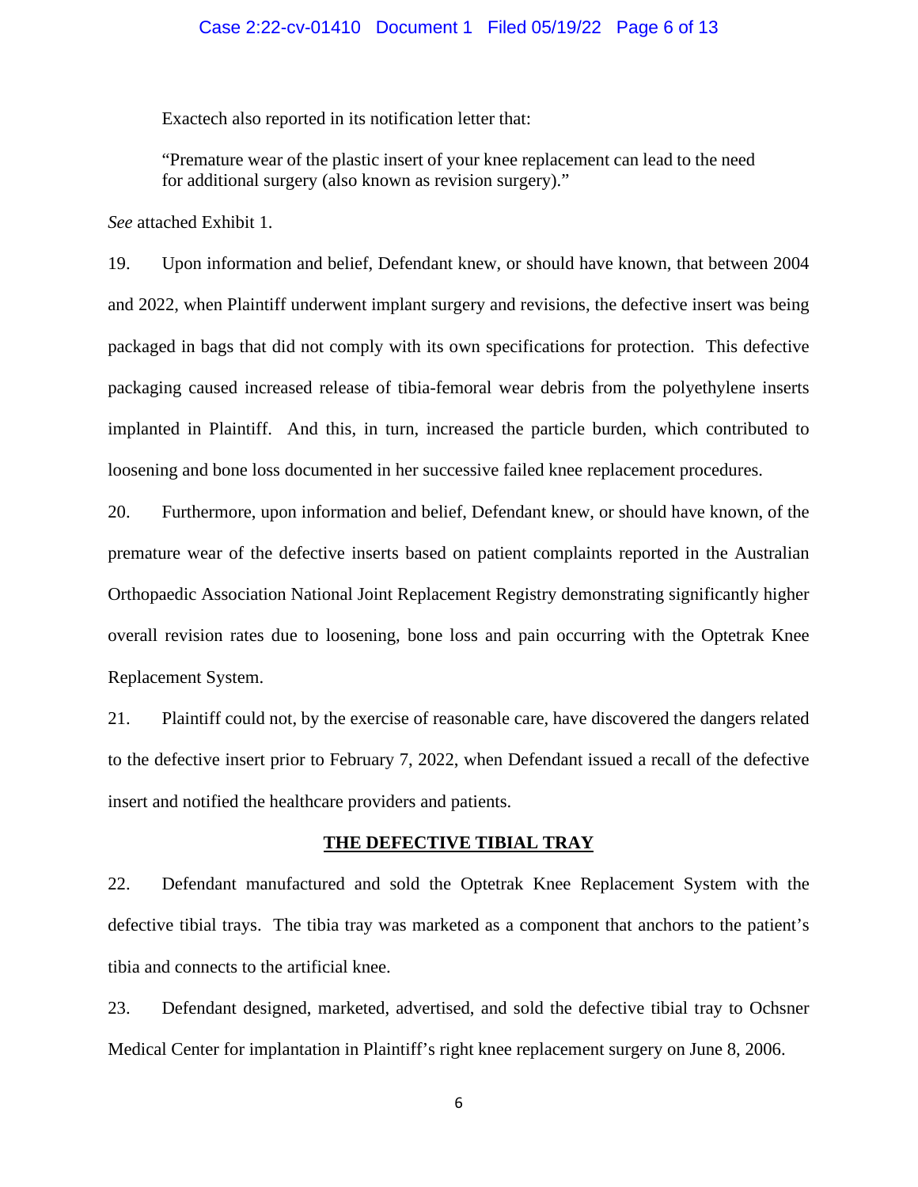Exactech also reported in its notification letter that:

> "Premature wear of the plastic insert of your knee replacement can lead to the need for additional surgery (also known as revision surgery)."

*See* attached Exhibit 1.

19. Upon information and belief, Defendant knew, or should have known, that between 2004 and 2022, when Plaintiff underwent implant surgery and revisions, the defective insert was being packaged in bags that did not comply with its own specifications for protection. This defective packaging caused increased release of tibia-femoral wear debris from the polyethylene inserts implanted in Plaintiff. And this, in turn, increased the particle burden, which contributed to loosening and bone loss documented in her successive failed knee replacement procedures.

20. Furthermore, upon information and belief, Defendant knew, or should have known, of the premature wear of the defective inserts based on patient complaints reported in the Australian Orthopaedic Association National Joint Replacement Registry demonstrating significantly higher overall revision rates due to loosening, bone loss and pain occurring with the Optetrak Knee Replacement System.

21. Plaintiff could not, by the exercise of reasonable care, have discovered the dangers related to the defective insert prior to February 7, 2022, when Defendant issued a recall of the defective insert and notified the healthcare providers and patients.

## THE DEFECTIVE TIBIAL TRAY

22. Defendant manufactured and sold the Optetrak Knee Replacement System with the defective tibial trays. The tibia tray was marketed as a component that anchors to the patient's tibia and connects to the artificial knee.

23. Defendant designed, marketed, advertised, and sold the defective tibial tray to Ochsner Medical Center for implantation in Plaintiff's right knee replacement surgery on June 8, 2006.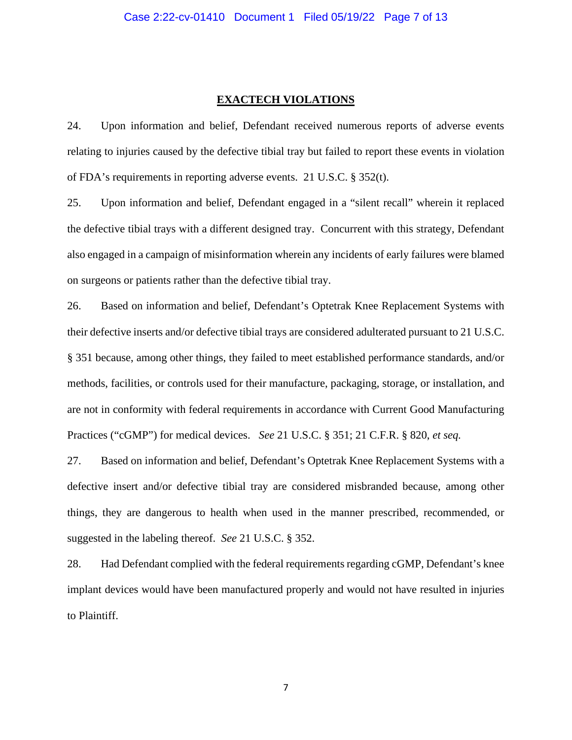**EXACTECH VIOLATIONS**

24. Upon information and belief, Defendant received numerous reports of adverse events relating to injuries caused by the defective tibial tray but failed to report these events in violation of FDA's requirements in reporting adverse events. 21 U.S.C. § 352(t).

25. Upon information and belief, Defendant engaged in a "silent recall" wherein it replaced the defective tibial trays with a different designed tray. Concurrent with this strategy, Defendant also engaged in a campaign of misinformation wherein any incidents of early failures were blamed on surgeons or patients rather than the defective tibial tray.

26. Based on information and belief, Defendant's Optetrak Knee Replacement Systems with their defective inserts and/or defective tibial trays are considered adulterated pursuant to 21 U.S.C. § 351 because, among other things, they failed to meet established performance standards, and/or methods, facilities, or controls used for their manufacture, packaging, storage, or installation, and are not in conformity with federal requirements in accordance with Current Good Manufacturing Practices ("cGMP") for medical devices. *See* 21 U.S.C. § 351; 21 C.F.R. § 820, *et seq.*

27. Based on information and belief, Defendant's Optetrak Knee Replacement Systems with a defective insert and/or defective tibial tray are considered misbranded because, among other things, they are dangerous to health when used in the manner prescribed, recommended, or suggested in the labeling thereof. *See* 21 U.S.C. § 352.

28. Had Defendant complied with the federal requirements regarding cGMP, Defendant's knee implant devices would have been manufactured properly and would not have resulted in injuries to Plaintiff.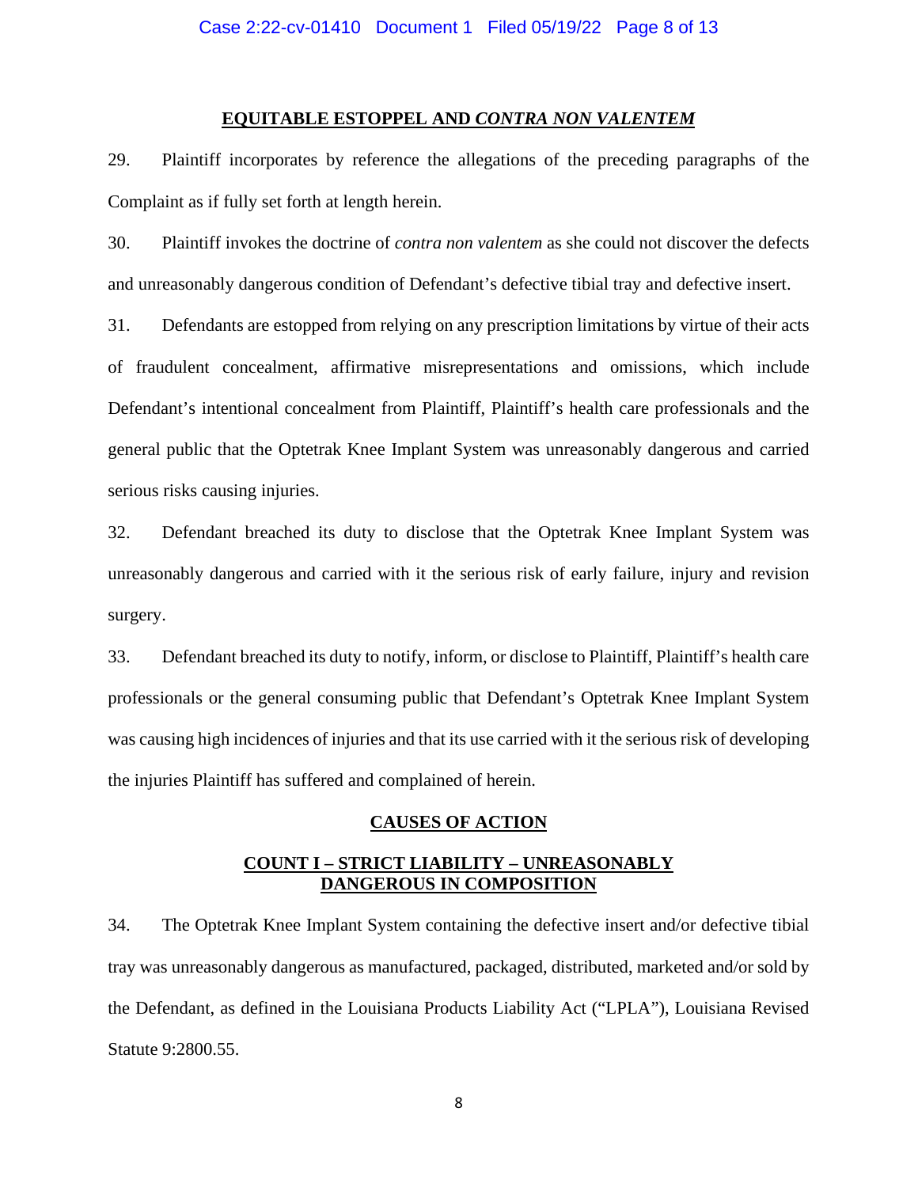## EQUITABLE ESTOPPEL AND *CONTRA NON VALENTEM*

29. Plaintiff incorporates by reference the allegations of the preceding paragraphs of the Complaint as if fully set forth at length herein.

30. Plaintiff invokes the doctrine of *contra non valentem* as she could not discover the defects and unreasonably dangerous condition of Defendant's defective tibial tray and defective insert.

31. Defendants are estopped from relying on any prescription limitations by virtue of their acts of fraudulent concealment, affirmative misrepresentations and omissions, which include Defendant's intentional concealment from Plaintiff, Plaintiff's health care professionals and the general public that the Optetrak Knee Implant System was unreasonably dangerous and carried serious risks causing injuries.

32. Defendant breached its duty to disclose that the Optetrak Knee Implant System was unreasonably dangerous and carried with it the serious risk of early failure, injury and revision surgery.

33. Defendant breached its duty to notify, inform, or disclose to Plaintiff, Plaintiff's health care professionals or the general consuming public that Defendant's Optetrak Knee Implant System was causing high incidences of injuries and that its use carried with it the serious risk of developing the injuries Plaintiff has suffered and complained of herein.

## CAUSES OF ACTION

### COUNT I – STRICT LIABILITY – UNREASONABLY DANGEROUS IN COMPOSITION

34. The Optetrak Knee Implant System containing the defective insert and/or defective tibial tray was unreasonably dangerous as manufactured, packaged, distributed, marketed and/or sold by the Defendant, as defined in the Louisiana Products Liability Act ("LPLA"), Louisiana Revised Statute 9:2800.55.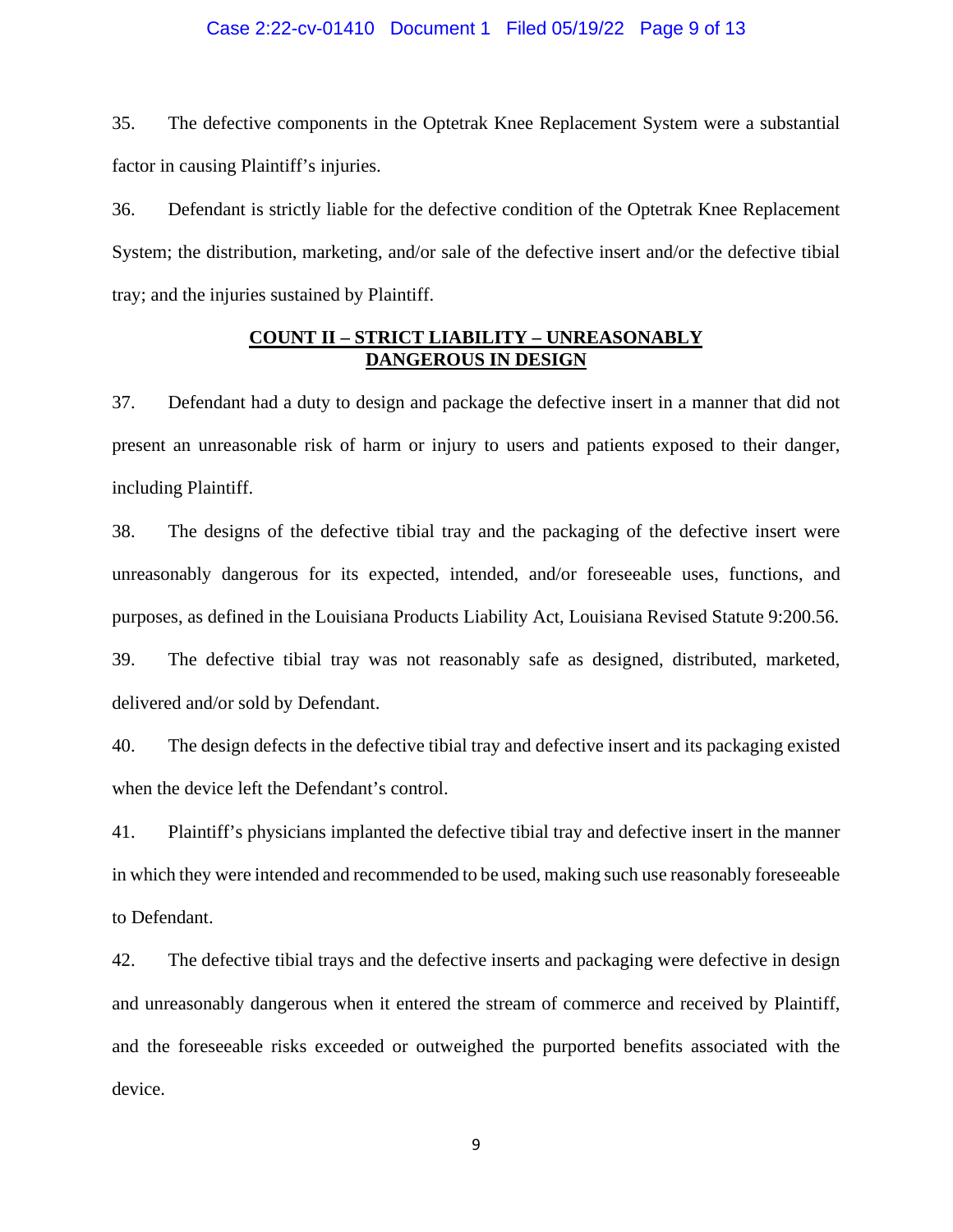35. The defective components in the Optetrak Knee Replacement System were a substantial factor in causing Plaintiff's injuries.

36. Defendant is strictly liable for the defective condition of the Optetrak Knee Replacement System; the distribution, marketing, and/or sale of the defective insert and/or the defective tibial tray; and the injuries sustained by Plaintiff.

## COUNT II – STRICT LIABILITY – UNREASONABLY DANGEROUS IN DESIGN

37. Defendant had a duty to design and package the defective insert in a manner that did not present an unreasonable risk of harm or injury to users and patients exposed to their danger, including Plaintiff.

38. The designs of the defective tibial tray and the packaging of the defective insert were unreasonably dangerous for its expected, intended, and/or foreseeable uses, functions, and purposes, as defined in the Louisiana Products Liability Act, Louisiana Revised Statute 9:200.56.

39. The defective tibial tray was not reasonably safe as designed, distributed, marketed, delivered and/or sold by Defendant.

40. The design defects in the defective tibial tray and defective insert and its packaging existed when the device left the Defendant's control.

41. Plaintiff's physicians implanted the defective tibial tray and defective insert in the manner in which they were intended and recommended to be used, making such use reasonably foreseeable to Defendant.

42. The defective tibial trays and the defective inserts and packaging were defective in design and unreasonably dangerous when it entered the stream of commerce and received by Plaintiff, and the foreseeable risks exceeded or outweighed the purported benefits associated with the device.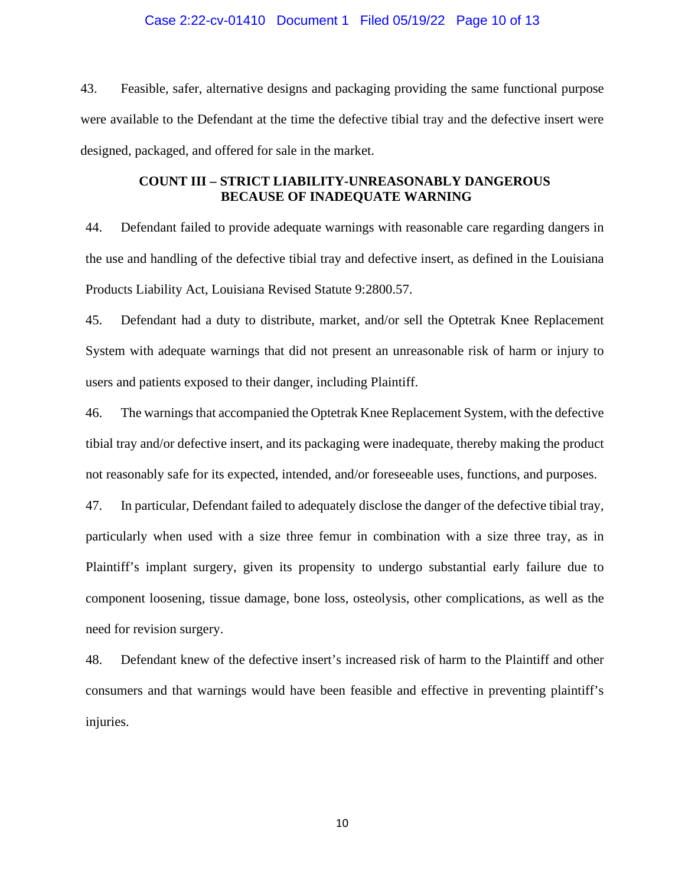43. Feasible, safer, alternative designs and packaging providing the same functional purpose were available to the Defendant at the time the defective tibial tray and the defective insert were designed, packaged, and offered for sale in the market.

**COUNT III – STRICT LIABILITY-UNREASONABLY DANGEROUS BECAUSE OF INADEQUATE WARNING**

44. Defendant failed to provide adequate warnings with reasonable care regarding dangers in the use and handling of the defective tibial tray and defective insert, as defined in the Louisiana Products Liability Act, Louisiana Revised Statute 9:2800.57.

45. Defendant had a duty to distribute, market, and/or sell the Optetrak Knee Replacement System with adequate warnings that did not present an unreasonable risk of harm or injury to users and patients exposed to their danger, including Plaintiff.

46. The warnings that accompanied the Optetrak Knee Replacement System, with the defective tibial tray and/or defective insert, and its packaging were inadequate, thereby making the product not reasonably safe for its expected, intended, and/or foreseeable uses, functions, and purposes.

47. In particular, Defendant failed to adequately disclose the danger of the defective tibial tray, particularly when used with a size three femur in combination with a size three tray, as in Plaintiff's implant surgery, given its propensity to undergo substantial early failure due to component loosening, tissue damage, bone loss, osteolysis, other complications, as well as the need for revision surgery.

48. Defendant knew of the defective insert's increased risk of harm to the Plaintiff and other consumers and that warnings would have been feasible and effective in preventing plaintiff's injuries.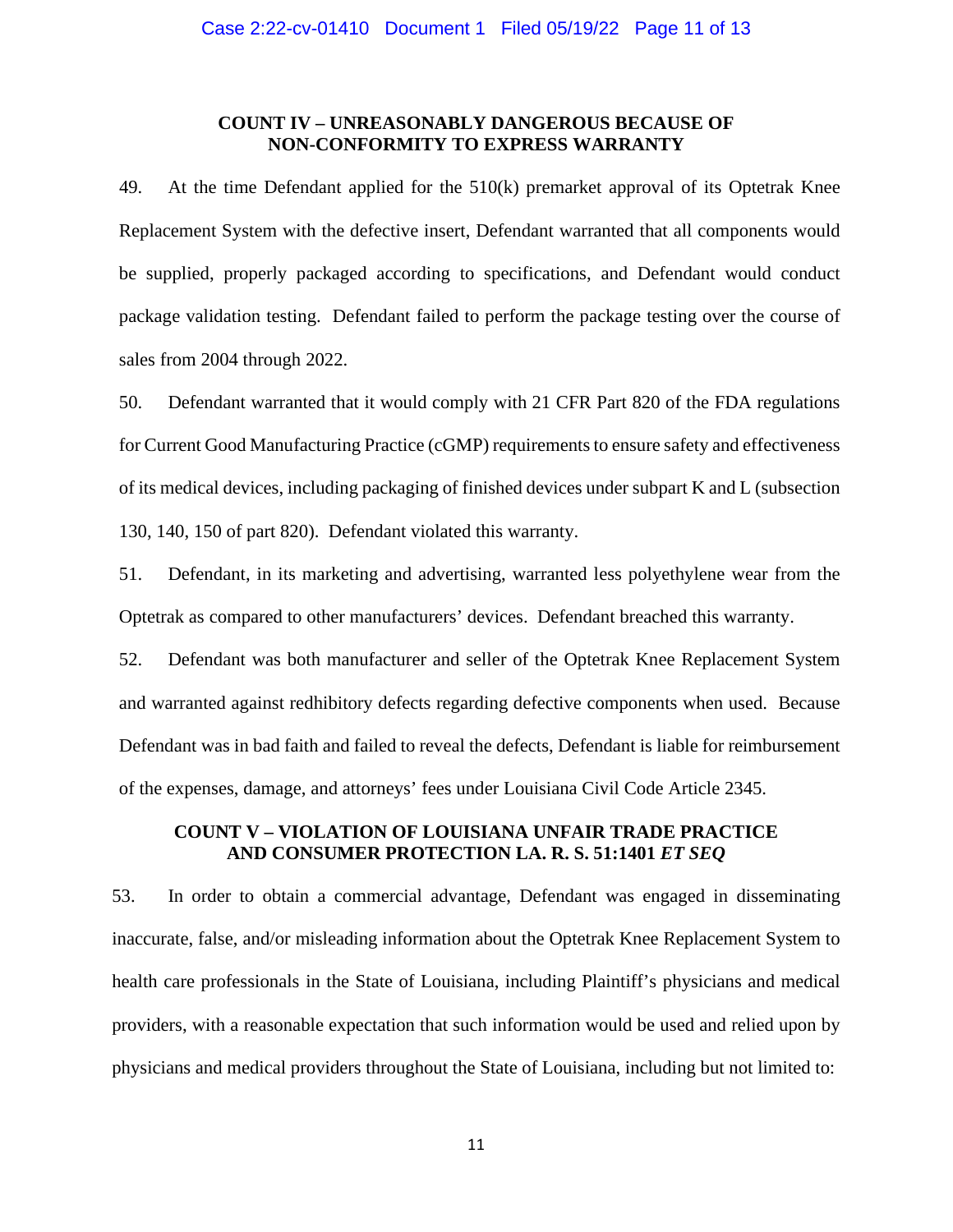### COUNT IV – UNREASONABLY DANGEROUS BECAUSE OF NON-CONFORMITY TO EXPRESS WARRANTY

49. At the time Defendant applied for the 510(k) premarket approval of its Optetrak Knee Replacement System with the defective insert, Defendant warranted that all components would be supplied, properly packaged according to specifications, and Defendant would conduct package validation testing. Defendant failed to perform the package testing over the course of sales from 2004 through 2022.

50. Defendant warranted that it would comply with 21 CFR Part 820 of the FDA regulations for Current Good Manufacturing Practice (cGMP) requirements to ensure safety and effectiveness of its medical devices, including packaging of finished devices under subpart K and L (subsection 130, 140, 150 of part 820). Defendant violated this warranty.

51. Defendant, in its marketing and advertising, warranted less polyethylene wear from the Optetrak as compared to other manufacturers' devices. Defendant breached this warranty.

52. Defendant was both manufacturer and seller of the Optetrak Knee Replacement System and warranted against redhibitory defects regarding defective components when used. Because Defendant was in bad faith and failed to reveal the defects, Defendant is liable for reimbursement of the expenses, damage, and attorneys' fees under Louisiana Civil Code Article 2345.

### COUNT V – VIOLATION OF LOUISIANA UNFAIR TRADE PRACTICE AND CONSUMER PROTECTION LA. R. S. 51:1401 *ET SEQ*

53. In order to obtain a commercial advantage, Defendant was engaged in disseminating inaccurate, false, and/or misleading information about the Optetrak Knee Replacement System to health care professionals in the State of Louisiana, including Plaintiff's physicians and medical providers, with a reasonable expectation that such information would be used and relied upon by physicians and medical providers throughout the State of Louisiana, including but not limited to: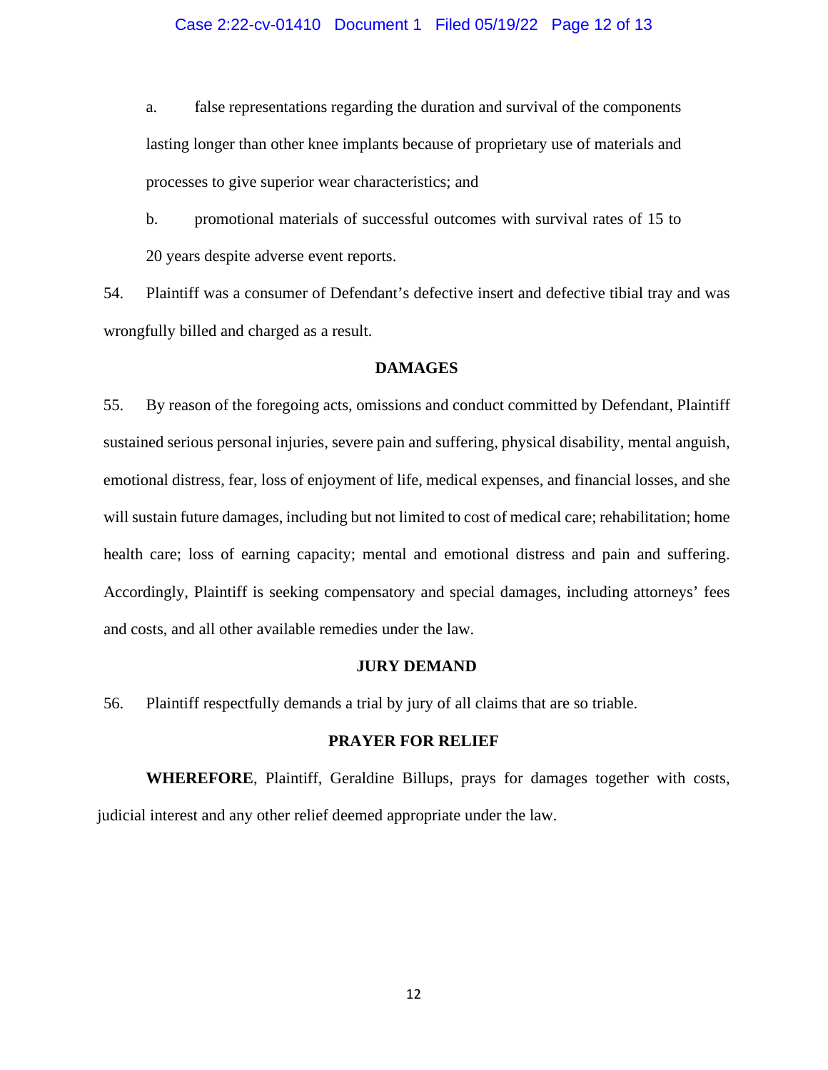a. false representations regarding the duration and survival of the components lasting longer than other knee implants because of proprietary use of materials and processes to give superior wear characteristics; and

b. promotional materials of successful outcomes with survival rates of 15 to 20 years despite adverse event reports.

54. Plaintiff was a consumer of Defendant's defective insert and defective tibial tray and was wrongfully billed and charged as a result.

## DAMAGES

55. By reason of the foregoing acts, omissions and conduct committed by Defendant, Plaintiff sustained serious personal injuries, severe pain and suffering, physical disability, mental anguish, emotional distress, fear, loss of enjoyment of life, medical expenses, and financial losses, and she will sustain future damages, including but not limited to cost of medical care; rehabilitation; home health care; loss of earning capacity; mental and emotional distress and pain and suffering. Accordingly, Plaintiff is seeking compensatory and special damages, including attorneys' fees and costs, and all other available remedies under the law.

## JURY DEMAND

56. Plaintiff respectfully demands a trial by jury of all claims that are so triable.

## PRAYER FOR RELIEF

**WHEREFORE**, Plaintiff, Geraldine Billups, prays for damages together with costs, judicial interest and any other relief deemed appropriate under the law.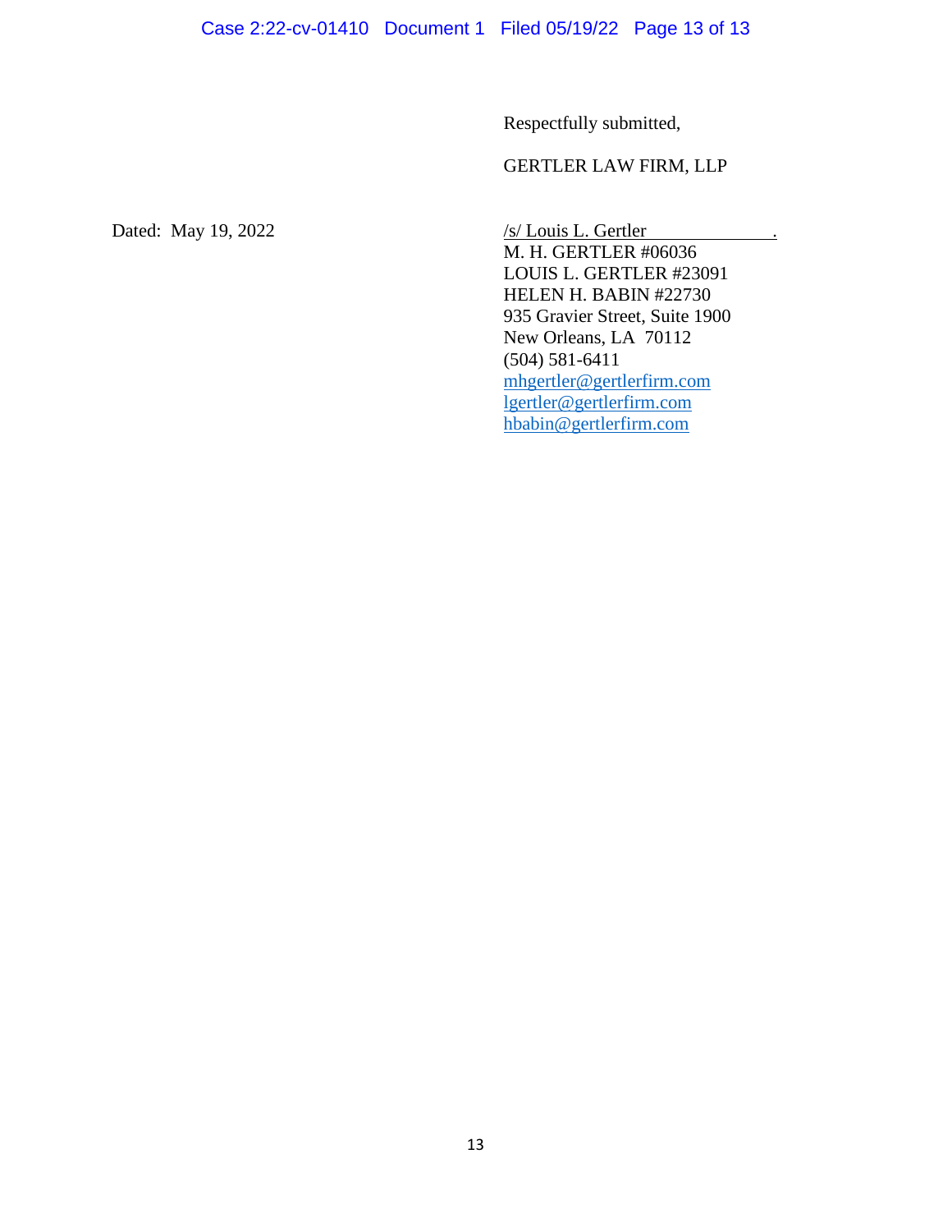Respectfully submitted,

GERTLER LAW FIRM, LLP

Dated: May 19, 2022

/s/ Louis L. Gertler .
M. H. GERTLER #06036
LOUIS L. GERTLER #23091
HELEN H. BABIN #22730
935 Gravier Street, Suite 1900
New Orleans, LA 70112
(504) 581-6411
mhgertler@gertlerfirm.com
lgertler@gertlerfirm.com
hbabin@gertlerfirm.com